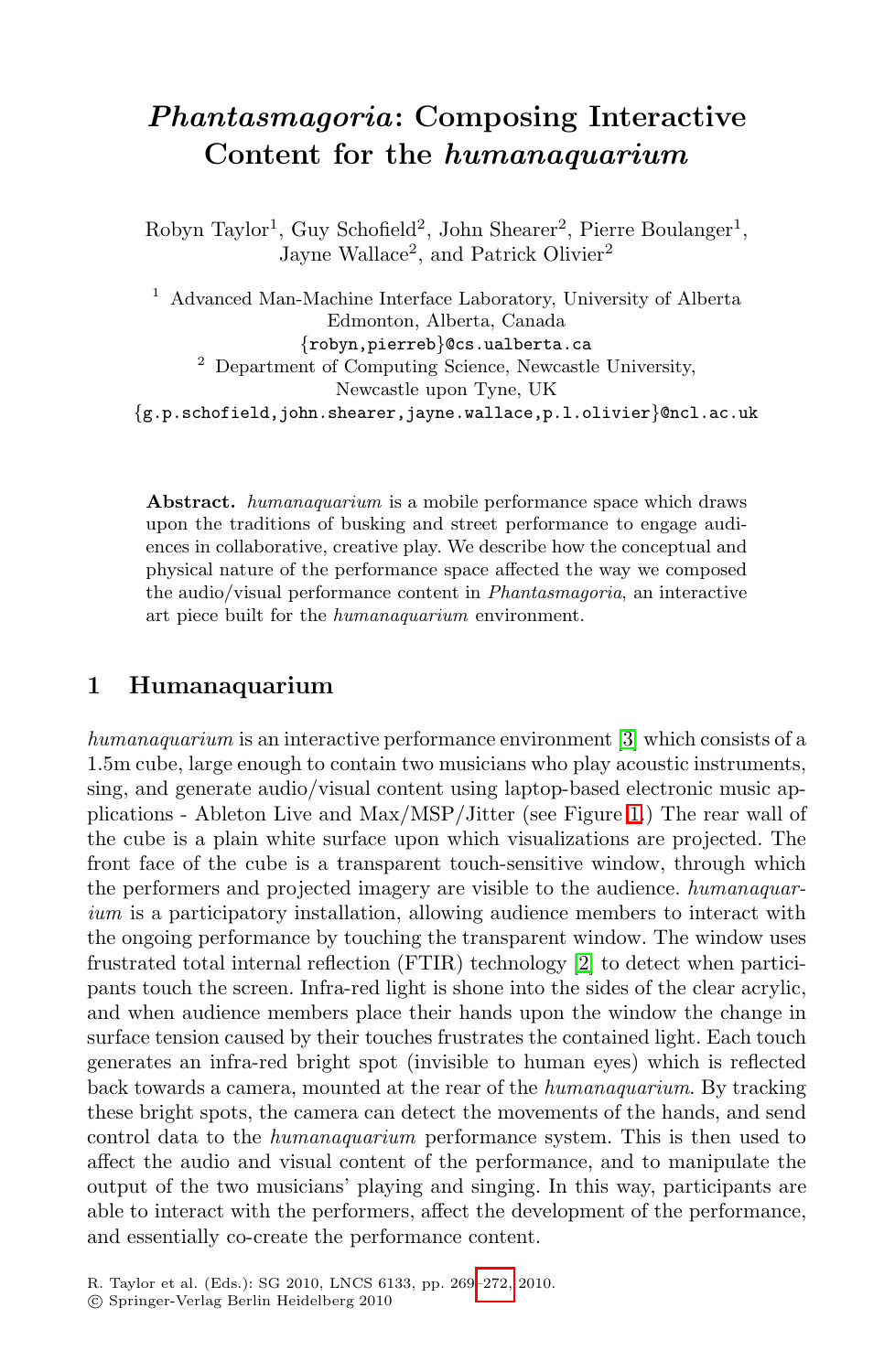# *Phantasmagoria*: Composing Interactive Content for the *humanaquarium*

Robyn Taylor[1], Guy Schofield[2], John Shearer[2], Pierre Boulanger[1], Jayne Wallace[2], and Patrick Olivier[2]

[1] Advanced Man-Machine Interface Laboratory, University of Alberta
Edmonton, Alberta, Canada
{robyn,pierreb}@cs.ualberta.ca

[2] Department of Computing Science, Newcastle University,
Newcastle upon Tyne, UK
{g.p.schofield,john.shearer,jayne.wallace,p.l.olivier}@ncl.ac.uk

**Abstract.** *humanaquarium* is a mobile performance space which draws upon the traditions of busking and street performance to engage audiences in collaborative, creative play. We describe how the conceptual and physical nature of the performance space affected the way we composed the audio/visual performance content in *Phantasmagoria*, an interactive art piece built for the *humanaquarium* environment.

## 1 Humanaquarium

*humanaquarium* is an interactive performance environment [3] which consists of a 1.5m cube, large enough to contain two musicians who play acoustic instruments, sing, and generate audio/visual content using laptop-based electronic music applications - Ableton Live and Max/MSP/Jitter (see Figure 1.) The rear wall of the cube is a plain white surface upon which visualizations are projected. The front face of the cube is a transparent touch-sensitive window, through which the performers and projected imagery are visible to the audience. *humanaquarium* is a participatory installation, allowing audience members to interact with the ongoing performance by touching the transparent window. The window uses frustrated total internal reflection (FTIR) technology [2] to detect when participants touch the screen. Infra-red light is shone into the sides of the clear acrylic, and when audience members place their hands upon the window the change in surface tension caused by their touches frustrates the contained light. Each touch generates an infra-red bright spot (invisible to human eyes) which is reflected back towards a camera, mounted at the rear of the *humanaquarium*. By tracking these bright spots, the camera can detect the movements of the hands, and send control data to the *humanaquarium* performance system. This is then used to affect the audio and visual content of the performance, and to manipulate the output of the two musicians' playing and singing. In this way, participants are able to interact with the performers, affect the development of the performance, and essentially co-create the performance content.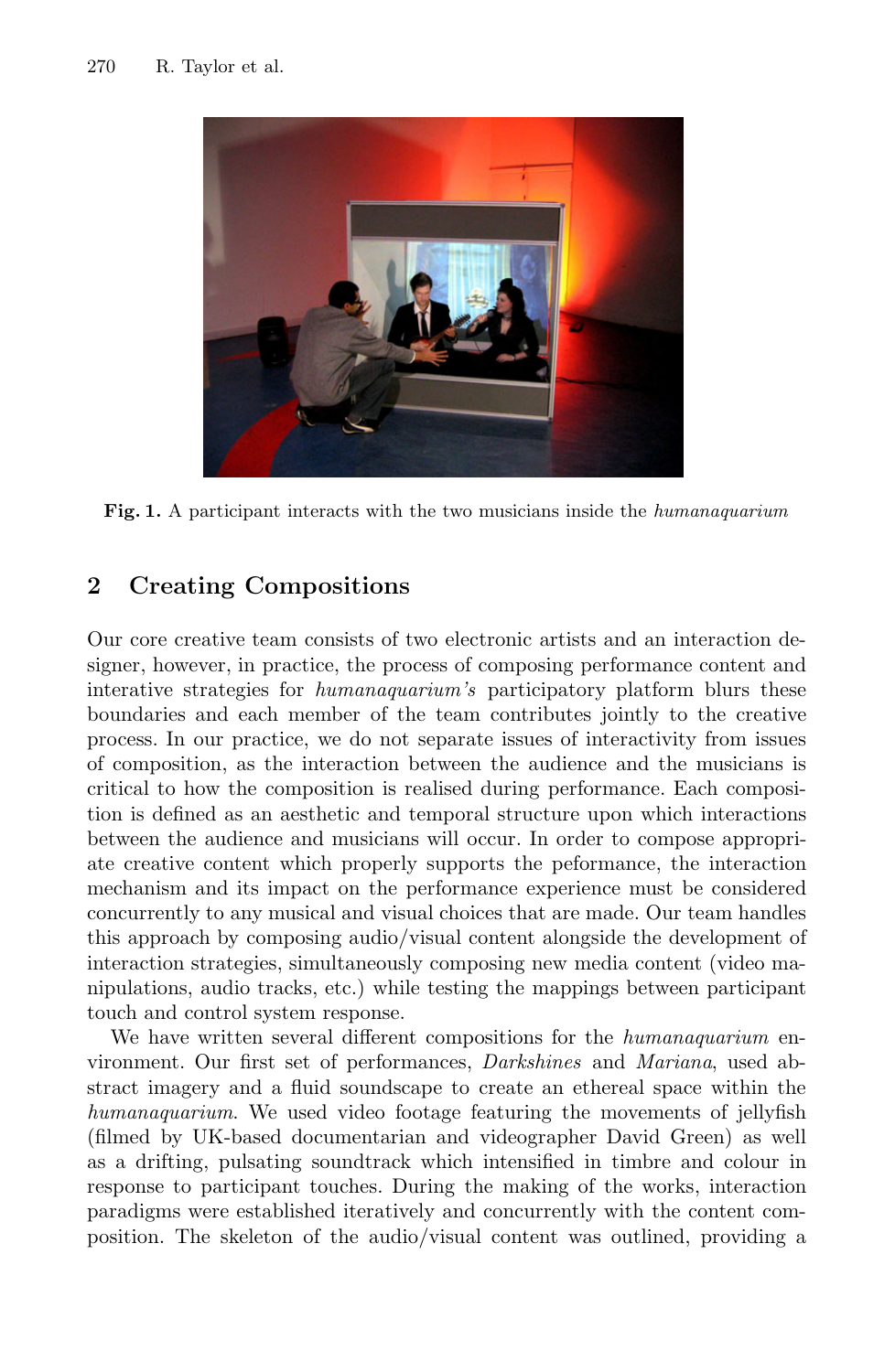**Fig. 1.** A participant interacts with the two musicians inside the *humanaquarium*

## 2 Creating Compositions

Our core creative team consists of two electronic artists and an interaction designer, however, in practice, the process of composing performance content and interative strategies for *humanaquarium's* participatory platform blurs these boundaries and each member of the team contributes jointly to the creative process. In our practice, we do not separate issues of interactivity from issues of composition, as the interaction between the audience and the musicians is critical to how the composition is realised during performance. Each composition is defined as an aesthetic and temporal structure upon which interactions between the audience and musicians will occur. In order to compose appropriate creative content which properly supports the peformance, the interaction mechanism and its impact on the performance experience must be considered concurrently to any musical and visual choices that are made. Our team handles this approach by composing audio/visual content alongside the development of interaction strategies, simultaneously composing new media content (video manipulations, audio tracks, etc.) while testing the mappings between participant touch and control system response.

We have written several different compositions for the *humanaquarium* environment. Our first set of performances, *Darkshines* and *Mariana*, used abstract imagery and a fluid soundscape to create an ethereal space within the *humanaquarium*. We used video footage featuring the movements of jellyfish (filmed by UK-based documentarian and videographer David Green) as well as a drifting, pulsating soundtrack which intensified in timbre and colour in response to participant touches. During the making of the works, interaction paradigms were established iteratively and concurrently with the content composition. The skeleton of the audio/visual content was outlined, providing a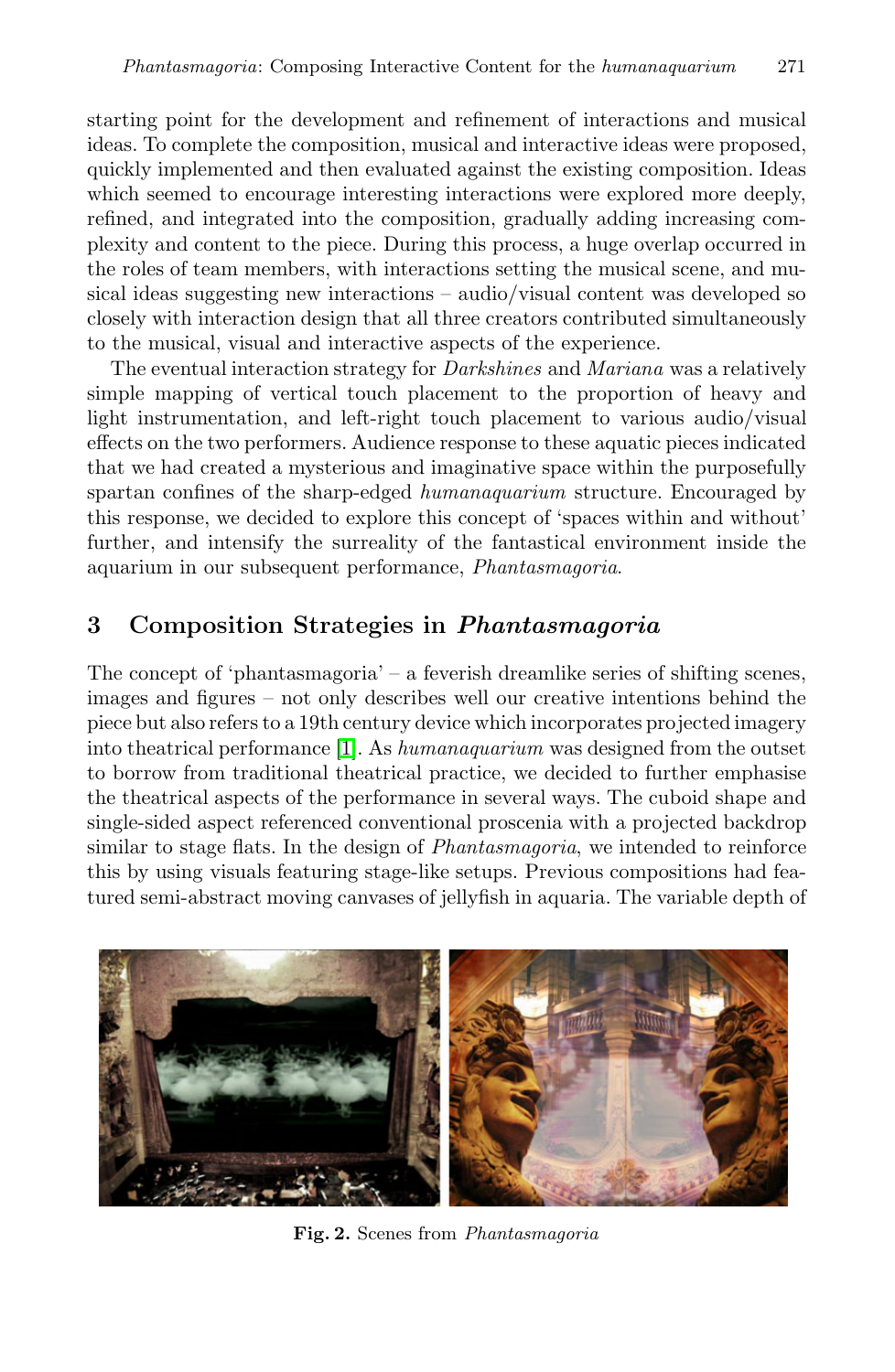starting point for the development and refinement of interactions and musical ideas. To complete the composition, musical and interactive ideas were proposed, quickly implemented and then evaluated against the existing composition. Ideas which seemed to encourage interesting interactions were explored more deeply, refined, and integrated into the composition, gradually adding increasing complexity and content to the piece. During this process, a huge overlap occurred in the roles of team members, with interactions setting the musical scene, and musical ideas suggesting new interactions – audio/visual content was developed so closely with interaction design that all three creators contributed simultaneously to the musical, visual and interactive aspects of the experience.

The eventual interaction strategy for *Darkshines* and *Mariana* was a relatively simple mapping of vertical touch placement to the proportion of heavy and light instrumentation, and left-right touch placement to various audio/visual effects on the two performers. Audience response to these aquatic pieces indicated that we had created a mysterious and imaginative space within the purposefully spartan confines of the sharp-edged *humanaquarium* structure. Encouraged by this response, we decided to explore this concept of 'spaces within and without' further, and intensify the surreality of the fantastical environment inside the aquarium in our subsequent performance, *Phantasmagoria*.

## 3 Composition Strategies in *Phantasmagoria*

The concept of 'phantasmagoria' – a feverish dreamlike series of shifting scenes, images and figures – not only describes well our creative intentions behind the piece but also refers to a 19th century device which incorporates projected imagery into theatrical performance [1]. As *humanaquarium* was designed from the outset to borrow from traditional theatrical practice, we decided to further emphasise the theatrical aspects of the performance in several ways. The cuboid shape and single-sided aspect referenced conventional proscenia with a projected backdrop similar to stage flats. In the design of *Phantasmagoria*, we intended to reinforce this by using visuals featuring stage-like setups. Previous compositions had featured semi-abstract moving canvases of jellyfish in aquaria. The variable depth of

**Fig. 2.** Scenes from *Phantasmagoria*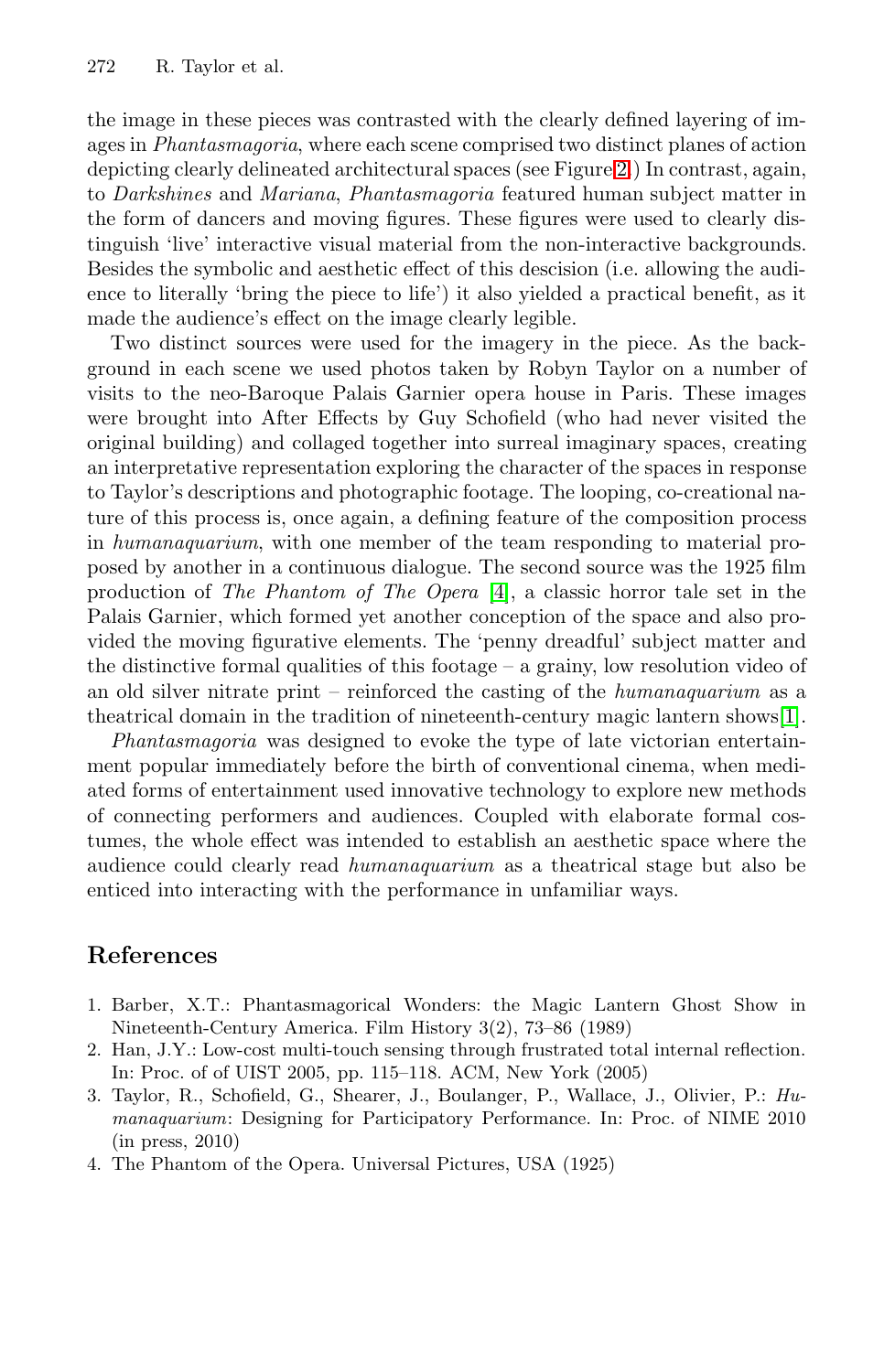the image in these pieces was contrasted with the clearly defined layering of images in *Phantasmagoria*, where each scene comprised two distinct planes of action depicting clearly delineated architectural spaces (see Figure 2.) In contrast, again, to *Darkshines* and *Mariana*, *Phantasmagoria* featured human subject matter in the form of dancers and moving figures. These figures were used to clearly distinguish 'live' interactive visual material from the non-interactive backgrounds. Besides the symbolic and aesthetic effect of this descision (i.e. allowing the audience to literally 'bring the piece to life') it also yielded a practical benefit, as it made the audience's effect on the image clearly legible.

Two distinct sources were used for the imagery in the piece. As the background in each scene we used photos taken by Robyn Taylor on a number of visits to the neo-Baroque Palais Garnier opera house in Paris. These images were brought into After Effects by Guy Schofield (who had never visited the original building) and collaged together into surreal imaginary spaces, creating an interpretative representation exploring the character of the spaces in response to Taylor's descriptions and photographic footage. The looping, co-creational nature of this process is, once again, a defining feature of the composition process in *humanaquarium*, with one member of the team responding to material proposed by another in a continuous dialogue. The second source was the 1925 film production of *The Phantom of The Opera* [4], a classic horror tale set in the Palais Garnier, which formed yet another conception of the space and also provided the moving figurative elements. The 'penny dreadful' subject matter and the distinctive formal qualities of this footage – a grainy, low resolution video of an old silver nitrate print – reinforced the casting of the *humanaquarium* as a theatrical domain in the tradition of nineteenth-century magic lantern shows[1].

*Phantasmagoria* was designed to evoke the type of late victorian entertainment popular immediately before the birth of conventional cinema, when mediated forms of entertainment used innovative technology to explore new methods of connecting performers and audiences. Coupled with elaborate formal costumes, the whole effect was intended to establish an aesthetic space where the audience could clearly read *humanaquarium* as a theatrical stage but also be enticed into interacting with the performance in unfamiliar ways.

## References

1. Barber, X.T.: Phantasmagorical Wonders: the Magic Lantern Ghost Show in Nineteenth-Century America. Film History 3(2), 73–86 (1989)
2. Han, J.Y.: Low-cost multi-touch sensing through frustrated total internal reflection. In: Proc. of of UIST 2005, pp. 115–118. ACM, New York (2005)
3. Taylor, R., Schofield, G., Shearer, J., Boulanger, P., Wallace, J., Olivier, P.: *Humanaquarium*: Designing for Participatory Performance. In: Proc. of NIME 2010 (in press, 2010)
4. The Phantom of the Opera. Universal Pictures, USA (1925)